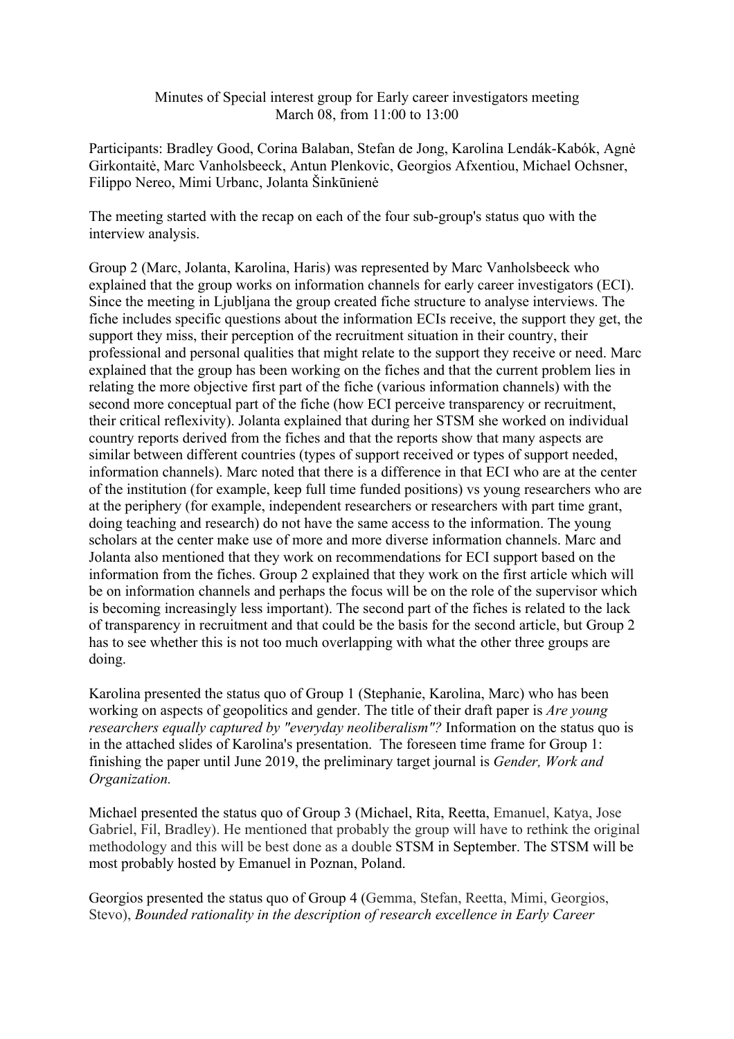Minutes of Special interest group for Early career investigators meeting
March 08, from 11:00 to 13:00

Participants: Bradley Good, Corina Balaban, Stefan de Jong, Karolina Lendák-Kabók, Agnė Girkontaitė, Marc Vanholsbeeck, Antun Plenkovic, Georgios Afxentiou, Michael Ochsner, Filippo Nereo, Mimi Urbanc, Jolanta Šinkūnienė

The meeting started with the recap on each of the four sub-group's status quo with the interview analysis.

Group 2 (Marc, Jolanta, Karolina, Haris) was represented by Marc Vanholsbeeck who explained that the group works on information channels for early career investigators (ECI). Since the meeting in Ljubljana the group created fiche structure to analyse interviews. The fiche includes specific questions about the information ECIs receive, the support they get, the support they miss, their perception of the recruitment situation in their country, their professional and personal qualities that might relate to the support they receive or need. Marc explained that the group has been working on the fiches and that the current problem lies in relating the more objective first part of the fiche (various information channels) with the second more conceptual part of the fiche (how ECI perceive transparency or recruitment, their critical reflexivity). Jolanta explained that during her STSM she worked on individual country reports derived from the fiches and that the reports show that many aspects are similar between different countries (types of support received or types of support needed, information channels). Marc noted that there is a difference in that ECI who are at the center of the institution (for example, keep full time funded positions) vs young researchers who are at the periphery (for example, independent researchers or researchers with part time grant, doing teaching and research) do not have the same access to the information. The young scholars at the center make use of more and more diverse information channels. Marc and Jolanta also mentioned that they work on recommendations for ECI support based on the information from the fiches. Group 2 explained that they work on the first article which will be on information channels and perhaps the focus will be on the role of the supervisor which is becoming increasingly less important). The second part of the fiches is related to the lack of transparency in recruitment and that could be the basis for the second article, but Group 2 has to see whether this is not too much overlapping with what the other three groups are doing.

Karolina presented the status quo of Group 1 (Stephanie, Karolina, Marc) who has been working on aspects of geopolitics and gender. The title of their draft paper is *Are young researchers equally captured by "everyday neoliberalism"?* Information on the status quo is in the attached slides of Karolina's presentation. The foreseen time frame for Group 1: finishing the paper until June 2019, the preliminary target journal is *Gender, Work and Organization.*

Michael presented the status quo of Group 3 (Michael, Rita, Reetta, Emanuel, Katya, Jose Gabriel, Fil, Bradley). He mentioned that probably the group will have to rethink the original methodology and this will be best done as a double STSM in September. The STSM will be most probably hosted by Emanuel in Poznan, Poland.

Georgios presented the status quo of Group 4 (Gemma, Stefan, Reetta, Mimi, Georgios, Stevo), *Bounded rationality in the description of research excellence in Early Career*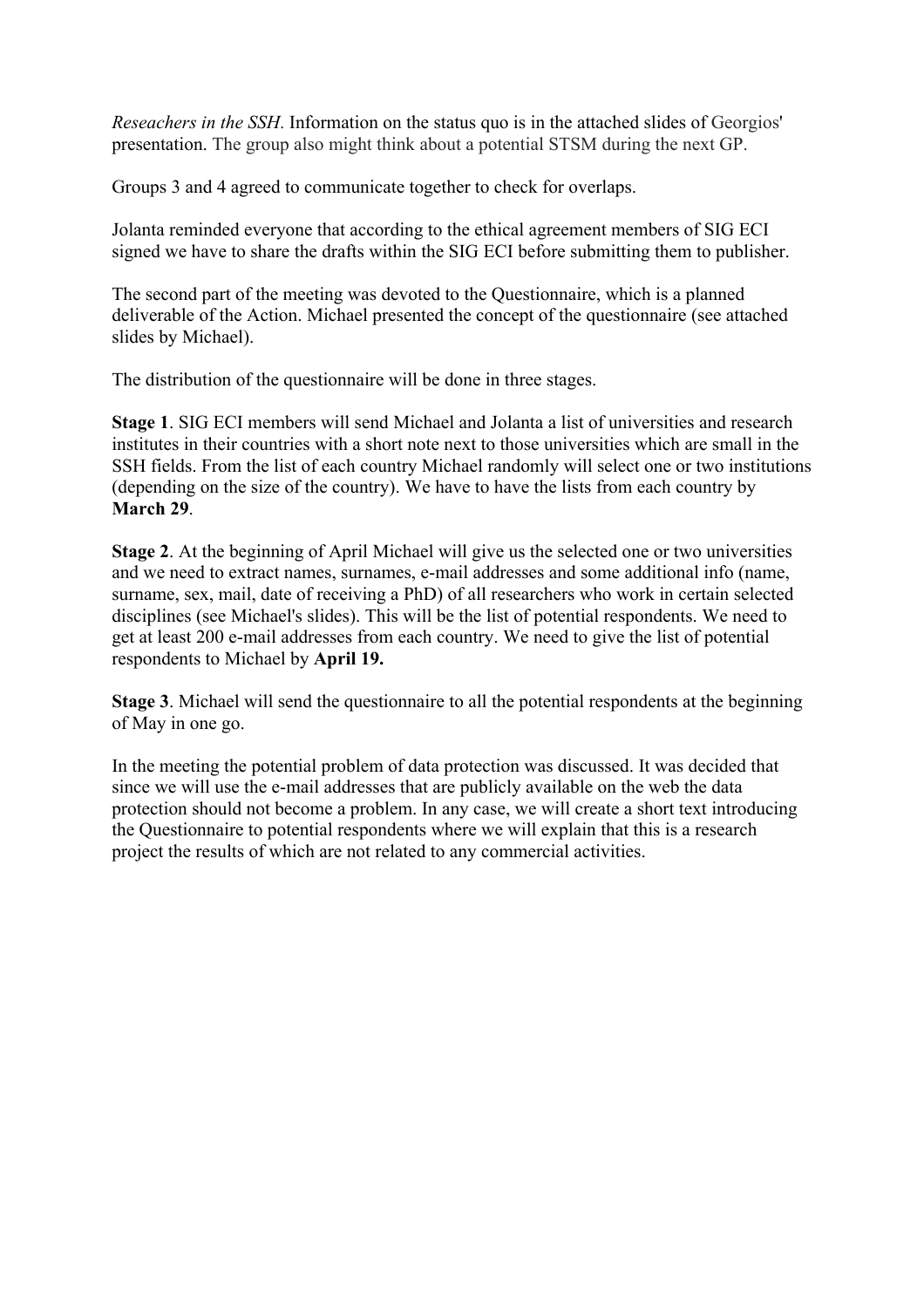*Reseachers in the SSH*. Information on the status quo is in the attached slides of Georgios' presentation. The group also might think about a potential STSM during the next GP.

Groups 3 and 4 agreed to communicate together to check for overlaps.

Jolanta reminded everyone that according to the ethical agreement members of SIG ECI signed we have to share the drafts within the SIG ECI before submitting them to publisher.

The second part of the meeting was devoted to the Questionnaire, which is a planned deliverable of the Action. Michael presented the concept of the questionnaire (see attached slides by Michael).

The distribution of the questionnaire will be done in three stages.

**Stage 1**. SIG ECI members will send Michael and Jolanta a list of universities and research institutes in their countries with a short note next to those universities which are small in the SSH fields. From the list of each country Michael randomly will select one or two institutions (depending on the size of the country). We have to have the lists from each country by **March 29**.

**Stage 2**. At the beginning of April Michael will give us the selected one or two universities and we need to extract names, surnames, e-mail addresses and some additional info (name, surname, sex, mail, date of receiving a PhD) of all researchers who work in certain selected disciplines (see Michael's slides). This will be the list of potential respondents. We need to get at least 200 e-mail addresses from each country. We need to give the list of potential respondents to Michael by **April 19.**

**Stage 3**. Michael will send the questionnaire to all the potential respondents at the beginning of May in one go.

In the meeting the potential problem of data protection was discussed. It was decided that since we will use the e-mail addresses that are publicly available on the web the data protection should not become a problem. In any case, we will create a short text introducing the Questionnaire to potential respondents where we will explain that this is a research project the results of which are not related to any commercial activities.